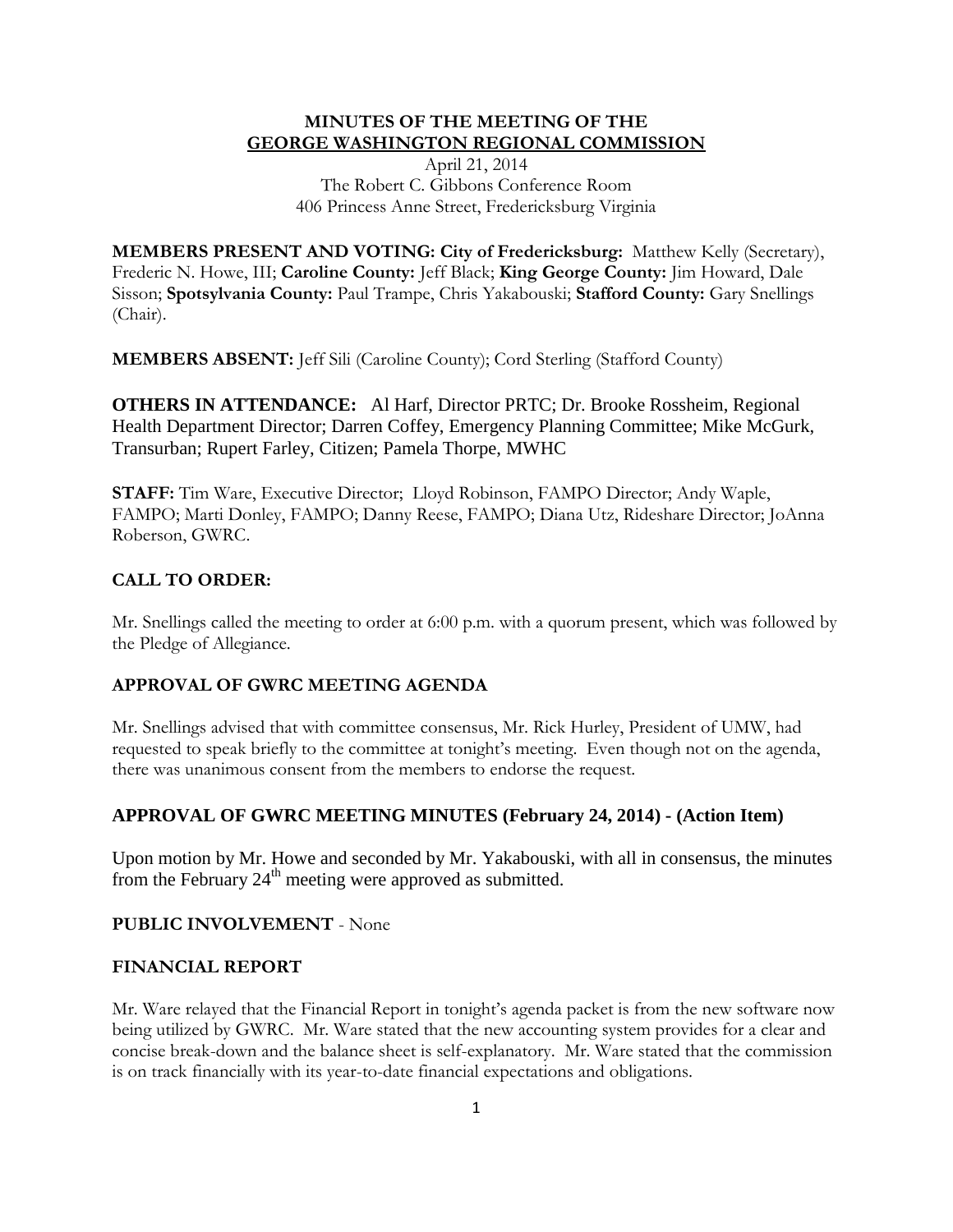**MINUTES OF THE MEETING OF THE**
**GEORGE WASHINGTON REGIONAL COMMISSION**

April 21, 2014
The Robert C. Gibbons Conference Room
406 Princess Anne Street, Fredericksburg Virginia

**MEMBERS PRESENT AND VOTING: City of Fredericksburg:** Matthew Kelly (Secretary), Frederic N. Howe, III; **Caroline County:** Jeff Black; **King George County:** Jim Howard, Dale Sisson; **Spotsylvania County:** Paul Trampe, Chris Yakabouski; **Stafford County:** Gary Snellings (Chair).

**MEMBERS ABSENT:** Jeff Sili (Caroline County); Cord Sterling (Stafford County)

**OTHERS IN ATTENDANCE:** Al Harf, Director PRTC; Dr. Brooke Rossheim, Regional Health Department Director; Darren Coffey, Emergency Planning Committee; Mike McGurk, Transurban; Rupert Farley, Citizen; Pamela Thorpe, MWHC

**STAFF:** Tim Ware, Executive Director; Lloyd Robinson, FAMPO Director; Andy Waple, FAMPO; Marti Donley, FAMPO; Danny Reese, FAMPO; Diana Utz, Rideshare Director; JoAnna Roberson, GWRC.

## CALL TO ORDER:

Mr. Snellings called the meeting to order at 6:00 p.m. with a quorum present, which was followed by the Pledge of Allegiance.

## APPROVAL OF GWRC MEETING AGENDA

Mr. Snellings advised that with committee consensus, Mr. Rick Hurley, President of UMW, had requested to speak briefly to the committee at tonight's meeting. Even though not on the agenda, there was unanimous consent from the members to endorse the request.

## APPROVAL OF GWRC MEETING MINUTES (February 24, 2014) - (Action Item)

Upon motion by Mr. Howe and seconded by Mr. Yakabouski, with all in consensus, the minutes from the February 24th meeting were approved as submitted.

## PUBLIC INVOLVEMENT - None

## FINANCIAL REPORT

Mr. Ware relayed that the Financial Report in tonight's agenda packet is from the new software now being utilized by GWRC. Mr. Ware stated that the new accounting system provides for a clear and concise break-down and the balance sheet is self-explanatory. Mr. Ware stated that the commission is on track financially with its year-to-date financial expectations and obligations.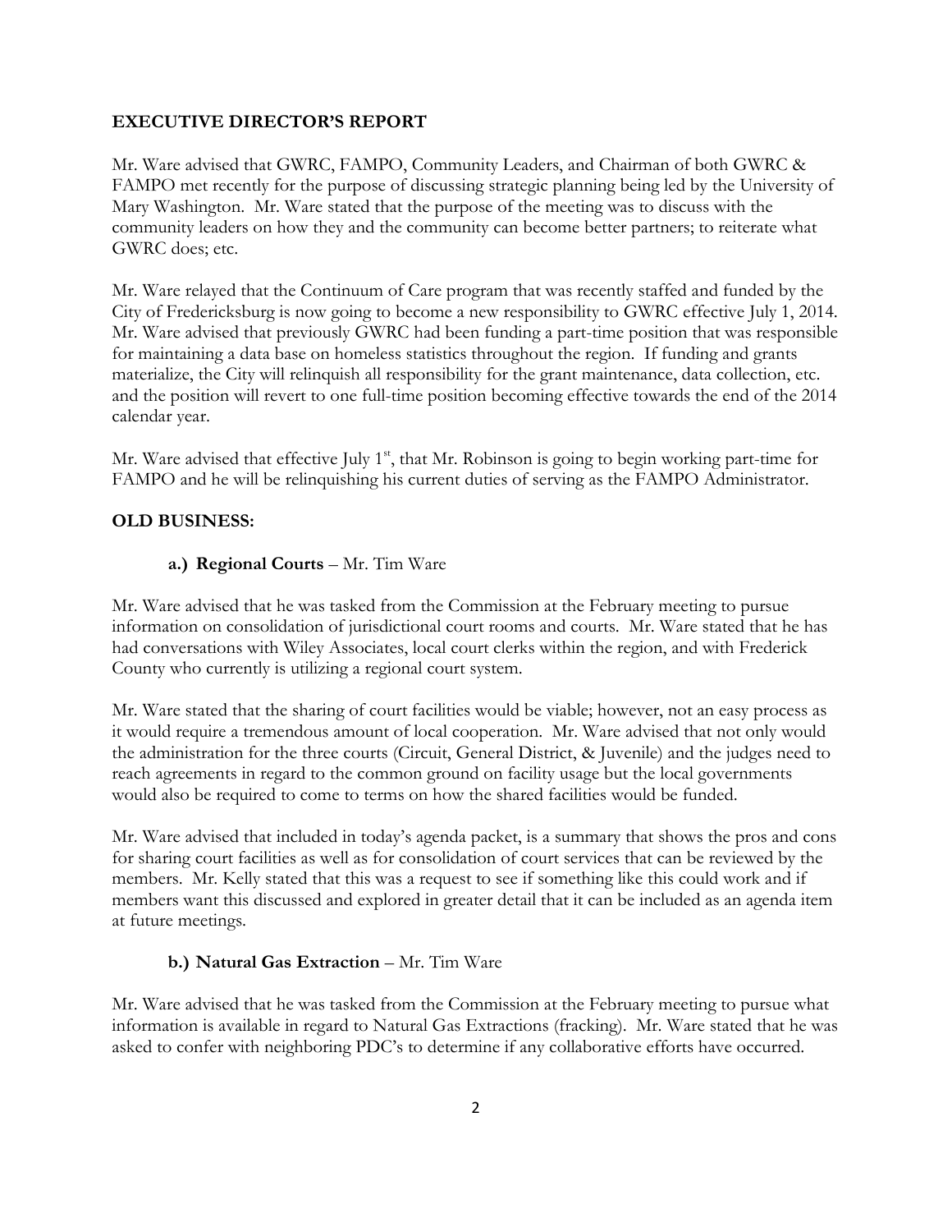**EXECUTIVE DIRECTOR'S REPORT**

Mr. Ware advised that GWRC, FAMPO, Community Leaders, and Chairman of both GWRC & FAMPO met recently for the purpose of discussing strategic planning being led by the University of Mary Washington. Mr. Ware stated that the purpose of the meeting was to discuss with the community leaders on how they and the community can become better partners; to reiterate what GWRC does; etc.

Mr. Ware relayed that the Continuum of Care program that was recently staffed and funded by the City of Fredericksburg is now going to become a new responsibility to GWRC effective July 1, 2014. Mr. Ware advised that previously GWRC had been funding a part-time position that was responsible for maintaining a data base on homeless statistics throughout the region. If funding and grants materialize, the City will relinquish all responsibility for the grant maintenance, data collection, etc. and the position will revert to one full-time position becoming effective towards the end of the 2014 calendar year.

Mr. Ware advised that effective July 1st, that Mr. Robinson is going to begin working part-time for FAMPO and he will be relinquishing his current duties of serving as the FAMPO Administrator.

**OLD BUSINESS:**

**a.) Regional Courts** – Mr. Tim Ware

Mr. Ware advised that he was tasked from the Commission at the February meeting to pursue information on consolidation of jurisdictional court rooms and courts. Mr. Ware stated that he has had conversations with Wiley Associates, local court clerks within the region, and with Frederick County who currently is utilizing a regional court system.

Mr. Ware stated that the sharing of court facilities would be viable; however, not an easy process as it would require a tremendous amount of local cooperation. Mr. Ware advised that not only would the administration for the three courts (Circuit, General District, & Juvenile) and the judges need to reach agreements in regard to the common ground on facility usage but the local governments would also be required to come to terms on how the shared facilities would be funded.

Mr. Ware advised that included in today's agenda packet, is a summary that shows the pros and cons for sharing court facilities as well as for consolidation of court services that can be reviewed by the members. Mr. Kelly stated that this was a request to see if something like this could work and if members want this discussed and explored in greater detail that it can be included as an agenda item at future meetings.

**b.) Natural Gas Extraction** – Mr. Tim Ware

Mr. Ware advised that he was tasked from the Commission at the February meeting to pursue what information is available in regard to Natural Gas Extractions (fracking). Mr. Ware stated that he was asked to confer with neighboring PDC's to determine if any collaborative efforts have occurred.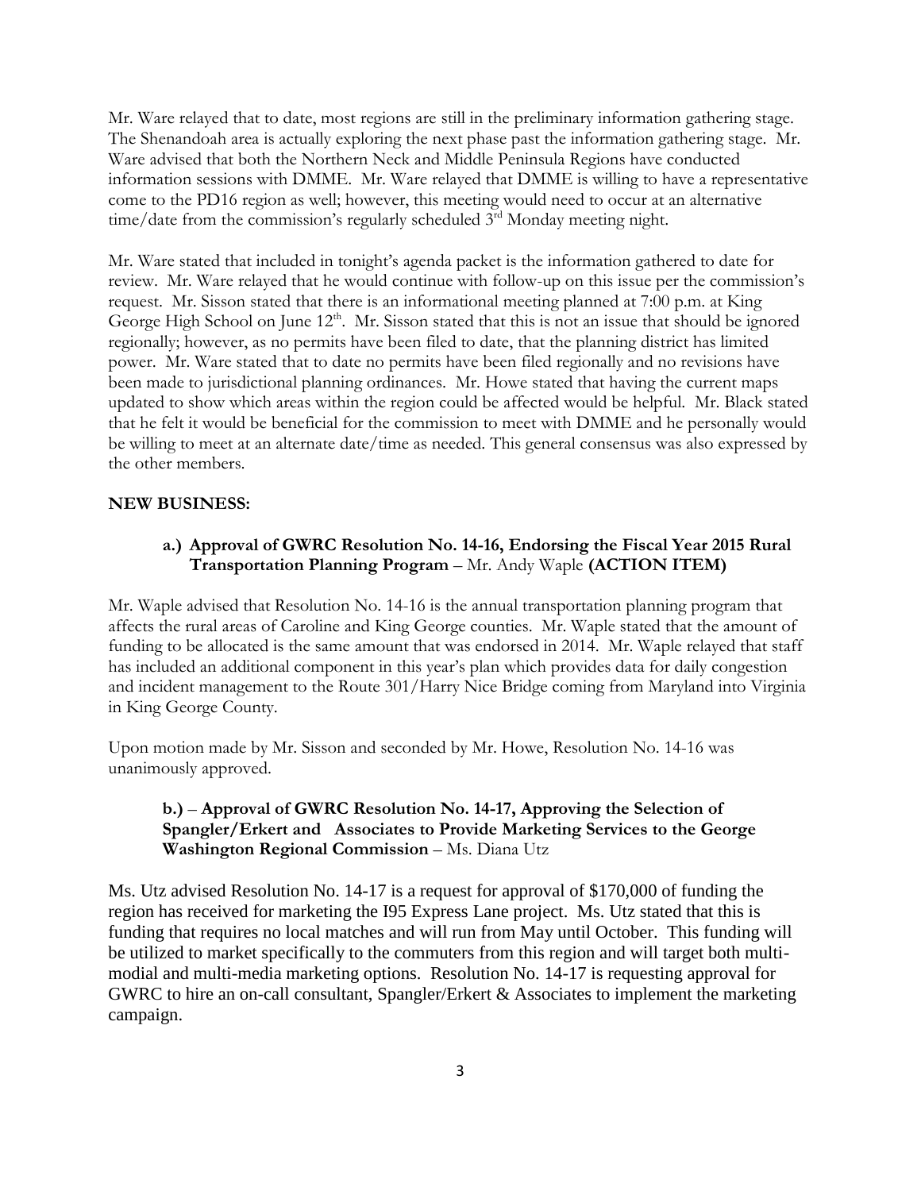Mr. Ware relayed that to date, most regions are still in the preliminary information gathering stage. The Shenandoah area is actually exploring the next phase past the information gathering stage. Mr. Ware advised that both the Northern Neck and Middle Peninsula Regions have conducted information sessions with DMME. Mr. Ware relayed that DMME is willing to have a representative come to the PD16 region as well; however, this meeting would need to occur at an alternative time/date from the commission's regularly scheduled 3rd Monday meeting night.

Mr. Ware stated that included in tonight's agenda packet is the information gathered to date for review. Mr. Ware relayed that he would continue with follow-up on this issue per the commission's request. Mr. Sisson stated that there is an informational meeting planned at 7:00 p.m. at King George High School on June 12th. Mr. Sisson stated that this is not an issue that should be ignored regionally; however, as no permits have been filed to date, that the planning district has limited power. Mr. Ware stated that to date no permits have been filed regionally and no revisions have been made to jurisdictional planning ordinances. Mr. Howe stated that having the current maps updated to show which areas within the region could be affected would be helpful. Mr. Black stated that he felt it would be beneficial for the commission to meet with DMME and he personally would be willing to meet at an alternate date/time as needed. This general consensus was also expressed by the other members.

**NEW BUSINESS:**

**a.) Approval of GWRC Resolution No. 14-16, Endorsing the Fiscal Year 2015 Rural Transportation Planning Program** – Mr. Andy Waple **(ACTION ITEM)**

Mr. Waple advised that Resolution No. 14-16 is the annual transportation planning program that affects the rural areas of Caroline and King George counties. Mr. Waple stated that the amount of funding to be allocated is the same amount that was endorsed in 2014. Mr. Waple relayed that staff has included an additional component in this year's plan which provides data for daily congestion and incident management to the Route 301/Harry Nice Bridge coming from Maryland into Virginia in King George County.

Upon motion made by Mr. Sisson and seconded by Mr. Howe, Resolution No. 14-16 was unanimously approved.

**b.) – Approval of GWRC Resolution No. 14-17, Approving the Selection of Spangler/Erkert and Associates to Provide Marketing Services to the George Washington Regional Commission** – Ms. Diana Utz

Ms. Utz advised Resolution No. 14-17 is a request for approval of $170,000 of funding the region has received for marketing the I95 Express Lane project. Ms. Utz stated that this is funding that requires no local matches and will run from May until October. This funding will be utilized to market specifically to the commuters from this region and will target both multi-modial and multi-media marketing options. Resolution No. 14-17 is requesting approval for GWRC to hire an on-call consultant, Spangler/Erkert & Associates to implement the marketing campaign.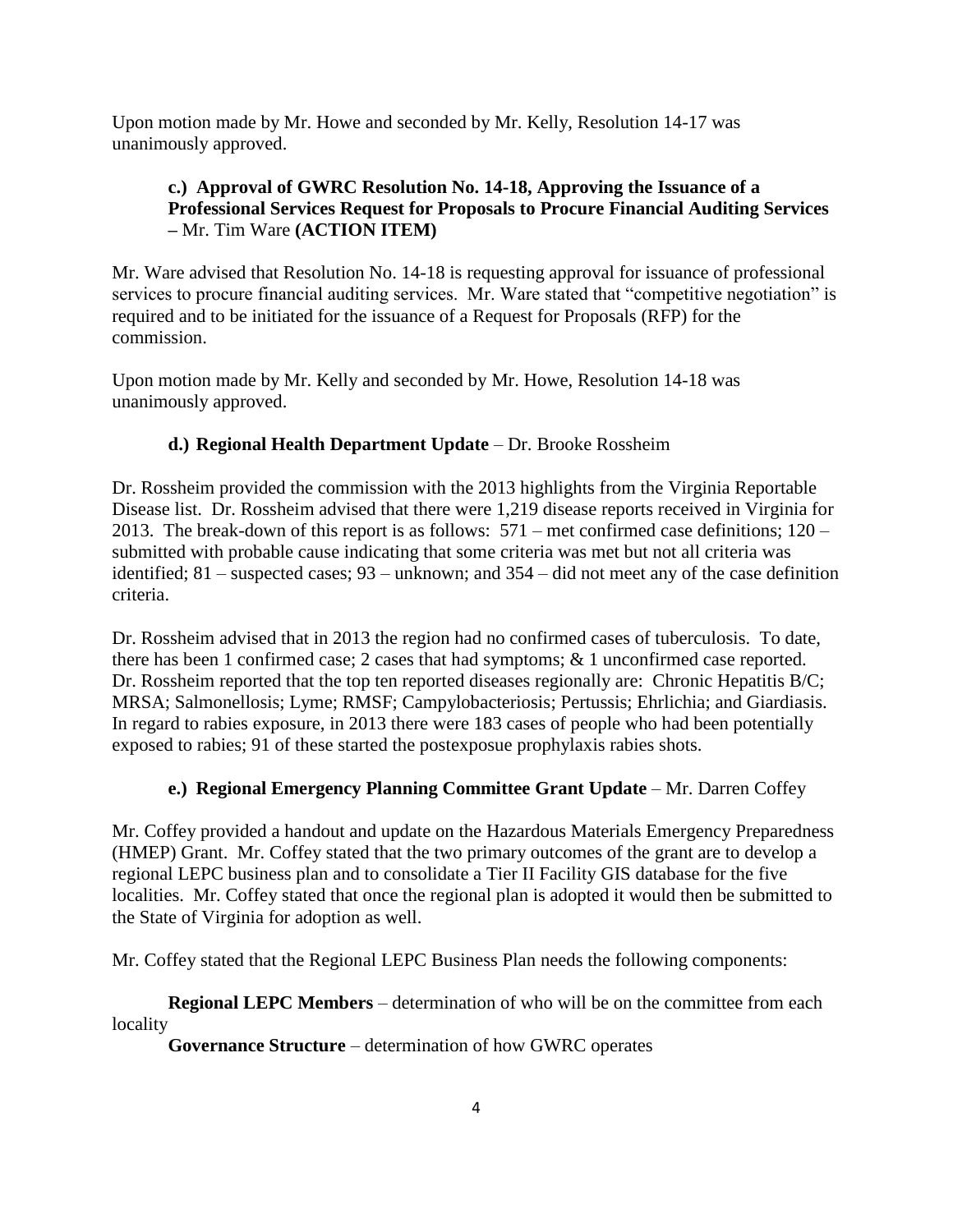Upon motion made by Mr. Howe and seconded by Mr. Kelly, Resolution 14-17 was unanimously approved.

**c.) Approval of GWRC Resolution No. 14-18, Approving the Issuance of a Professional Services Request for Proposals to Procure Financial Auditing Services –** Mr. Tim Ware **(ACTION ITEM)**

Mr. Ware advised that Resolution No. 14-18 is requesting approval for issuance of professional services to procure financial auditing services. Mr. Ware stated that "competitive negotiation" is required and to be initiated for the issuance of a Request for Proposals (RFP) for the commission.

Upon motion made by Mr. Kelly and seconded by Mr. Howe, Resolution 14-18 was unanimously approved.

**d.) Regional Health Department Update** – Dr. Brooke Rossheim

Dr. Rossheim provided the commission with the 2013 highlights from the Virginia Reportable Disease list. Dr. Rossheim advised that there were 1,219 disease reports received in Virginia for 2013. The break-down of this report is as follows: 571 – met confirmed case definitions; 120 – submitted with probable cause indicating that some criteria was met but not all criteria was identified; 81 – suspected cases; 93 – unknown; and 354 – did not meet any of the case definition criteria.

Dr. Rossheim advised that in 2013 the region had no confirmed cases of tuberculosis. To date, there has been 1 confirmed case; 2 cases that had symptoms; & 1 unconfirmed case reported. Dr. Rossheim reported that the top ten reported diseases regionally are: Chronic Hepatitis B/C; MRSA; Salmonellosis; Lyme; RMSF; Campylobacteriosis; Pertussis; Ehrlichia; and Giardiasis. In regard to rabies exposure, in 2013 there were 183 cases of people who had been potentially exposed to rabies; 91 of these started the postexposue prophylaxis rabies shots.

**e.) Regional Emergency Planning Committee Grant Update** – Mr. Darren Coffey

Mr. Coffey provided a handout and update on the Hazardous Materials Emergency Preparedness (HMEP) Grant. Mr. Coffey stated that the two primary outcomes of the grant are to develop a regional LEPC business plan and to consolidate a Tier II Facility GIS database for the five localities. Mr. Coffey stated that once the regional plan is adopted it would then be submitted to the State of Virginia for adoption as well.

Mr. Coffey stated that the Regional LEPC Business Plan needs the following components:

**Regional LEPC Members** – determination of who will be on the committee from each locality

**Governance Structure** – determination of how GWRC operates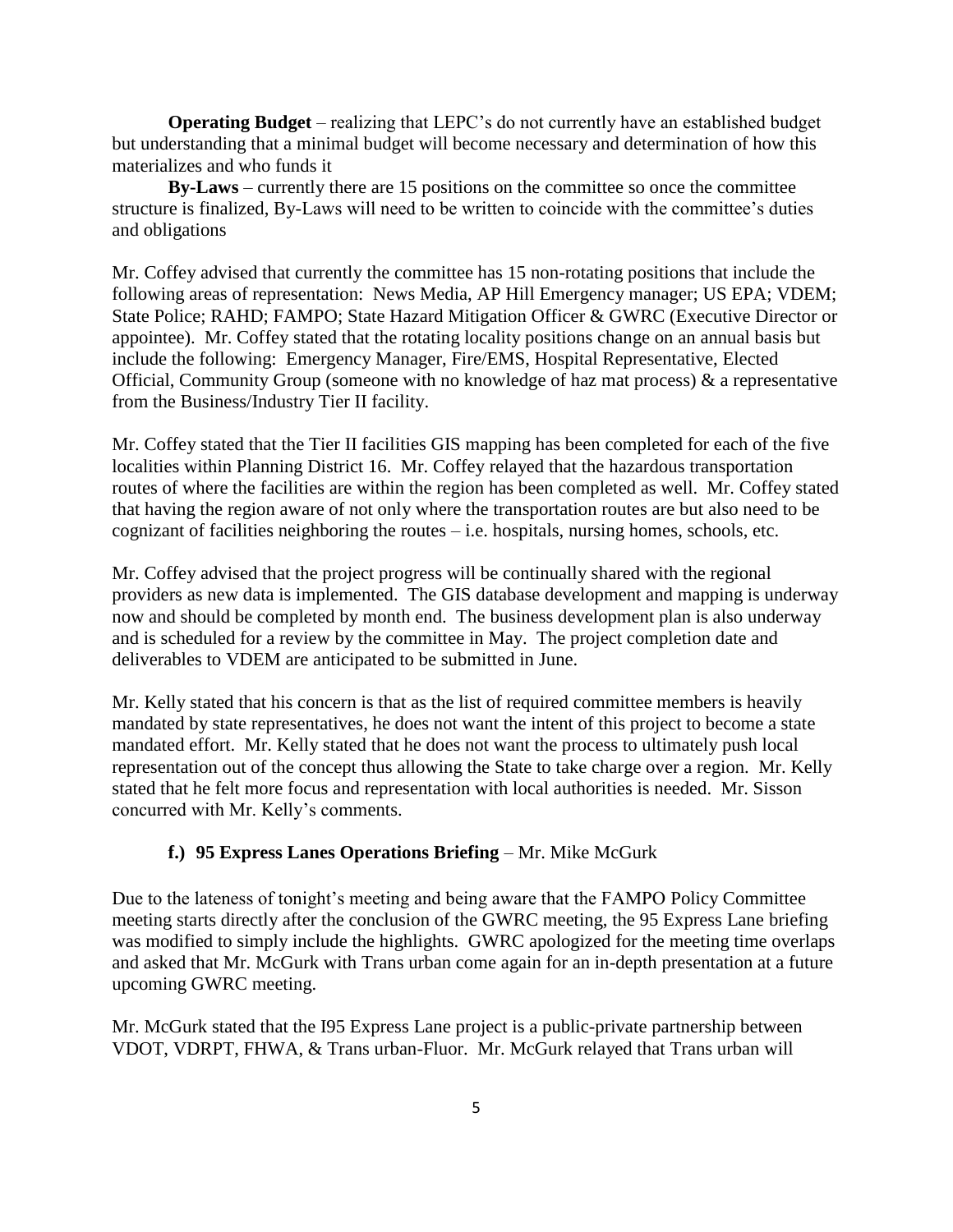**Operating Budget** – realizing that LEPC's do not currently have an established budget but understanding that a minimal budget will become necessary and determination of how this materializes and who funds it

**By-Laws** – currently there are 15 positions on the committee so once the committee structure is finalized, By-Laws will need to be written to coincide with the committee's duties and obligations

Mr. Coffey advised that currently the committee has 15 non-rotating positions that include the following areas of representation: News Media, AP Hill Emergency manager; US EPA; VDEM; State Police; RAHD; FAMPO; State Hazard Mitigation Officer & GWRC (Executive Director or appointee). Mr. Coffey stated that the rotating locality positions change on an annual basis but include the following: Emergency Manager, Fire/EMS, Hospital Representative, Elected Official, Community Group (someone with no knowledge of haz mat process) & a representative from the Business/Industry Tier II facility.

Mr. Coffey stated that the Tier II facilities GIS mapping has been completed for each of the five localities within Planning District 16. Mr. Coffey relayed that the hazardous transportation routes of where the facilities are within the region has been completed as well. Mr. Coffey stated that having the region aware of not only where the transportation routes are but also need to be cognizant of facilities neighboring the routes – i.e. hospitals, nursing homes, schools, etc.

Mr. Coffey advised that the project progress will be continually shared with the regional providers as new data is implemented. The GIS database development and mapping is underway now and should be completed by month end. The business development plan is also underway and is scheduled for a review by the committee in May. The project completion date and deliverables to VDEM are anticipated to be submitted in June.

Mr. Kelly stated that his concern is that as the list of required committee members is heavily mandated by state representatives, he does not want the intent of this project to become a state mandated effort. Mr. Kelly stated that he does not want the process to ultimately push local representation out of the concept thus allowing the State to take charge over a region. Mr. Kelly stated that he felt more focus and representation with local authorities is needed. Mr. Sisson concurred with Mr. Kelly's comments.

**f.) 95 Express Lanes Operations Briefing** – Mr. Mike McGurk

Due to the lateness of tonight's meeting and being aware that the FAMPO Policy Committee meeting starts directly after the conclusion of the GWRC meeting, the 95 Express Lane briefing was modified to simply include the highlights. GWRC apologized for the meeting time overlaps and asked that Mr. McGurk with Trans urban come again for an in-depth presentation at a future upcoming GWRC meeting.

Mr. McGurk stated that the I95 Express Lane project is a public-private partnership between VDOT, VDRPT, FHWA, & Trans urban-Fluor. Mr. McGurk relayed that Trans urban will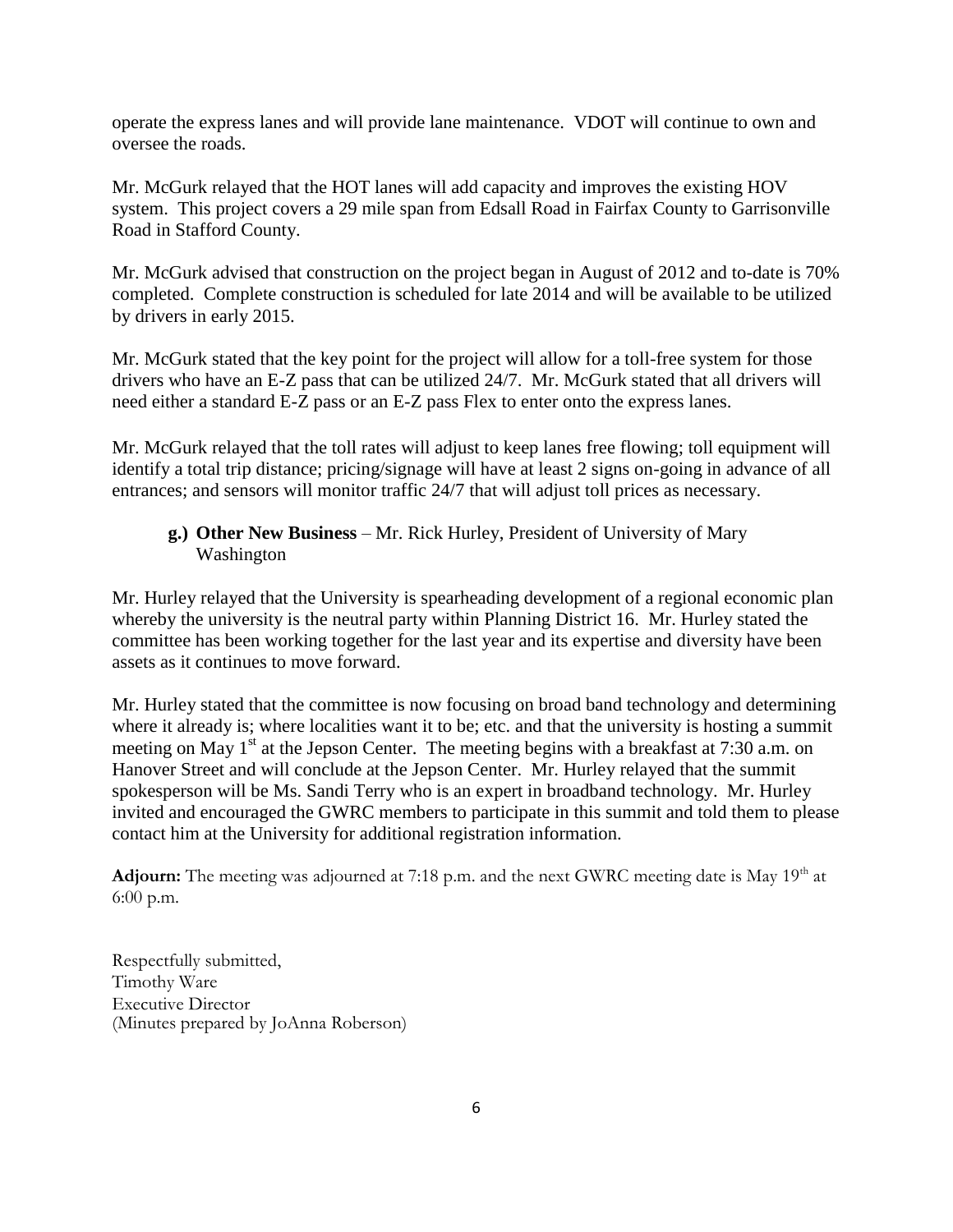operate the express lanes and will provide lane maintenance. VDOT will continue to own and oversee the roads.

Mr. McGurk relayed that the HOT lanes will add capacity and improves the existing HOV system. This project covers a 29 mile span from Edsall Road in Fairfax County to Garrisonville Road in Stafford County.

Mr. McGurk advised that construction on the project began in August of 2012 and to-date is 70% completed. Complete construction is scheduled for late 2014 and will be available to be utilized by drivers in early 2015.

Mr. McGurk stated that the key point for the project will allow for a toll-free system for those drivers who have an E-Z pass that can be utilized 24/7. Mr. McGurk stated that all drivers will need either a standard E-Z pass or an E-Z pass Flex to enter onto the express lanes.

Mr. McGurk relayed that the toll rates will adjust to keep lanes free flowing; toll equipment will identify a total trip distance; pricing/signage will have at least 2 signs on-going in advance of all entrances; and sensors will monitor traffic 24/7 that will adjust toll prices as necessary.

**g.) Other New Business** – Mr. Rick Hurley, President of University of Mary Washington

Mr. Hurley relayed that the University is spearheading development of a regional economic plan whereby the university is the neutral party within Planning District 16. Mr. Hurley stated the committee has been working together for the last year and its expertise and diversity have been assets as it continues to move forward.

Mr. Hurley stated that the committee is now focusing on broad band technology and determining where it already is; where localities want it to be; etc. and that the university is hosting a summit meeting on May 1st at the Jepson Center. The meeting begins with a breakfast at 7:30 a.m. on Hanover Street and will conclude at the Jepson Center. Mr. Hurley relayed that the summit spokesperson will be Ms. Sandi Terry who is an expert in broadband technology. Mr. Hurley invited and encouraged the GWRC members to participate in this summit and told them to please contact him at the University for additional registration information.

**Adjourn:** The meeting was adjourned at 7:18 p.m. and the next GWRC meeting date is May 19th at 6:00 p.m.

Respectfully submitted,
Timothy Ware
Executive Director
(Minutes prepared by JoAnna Roberson)